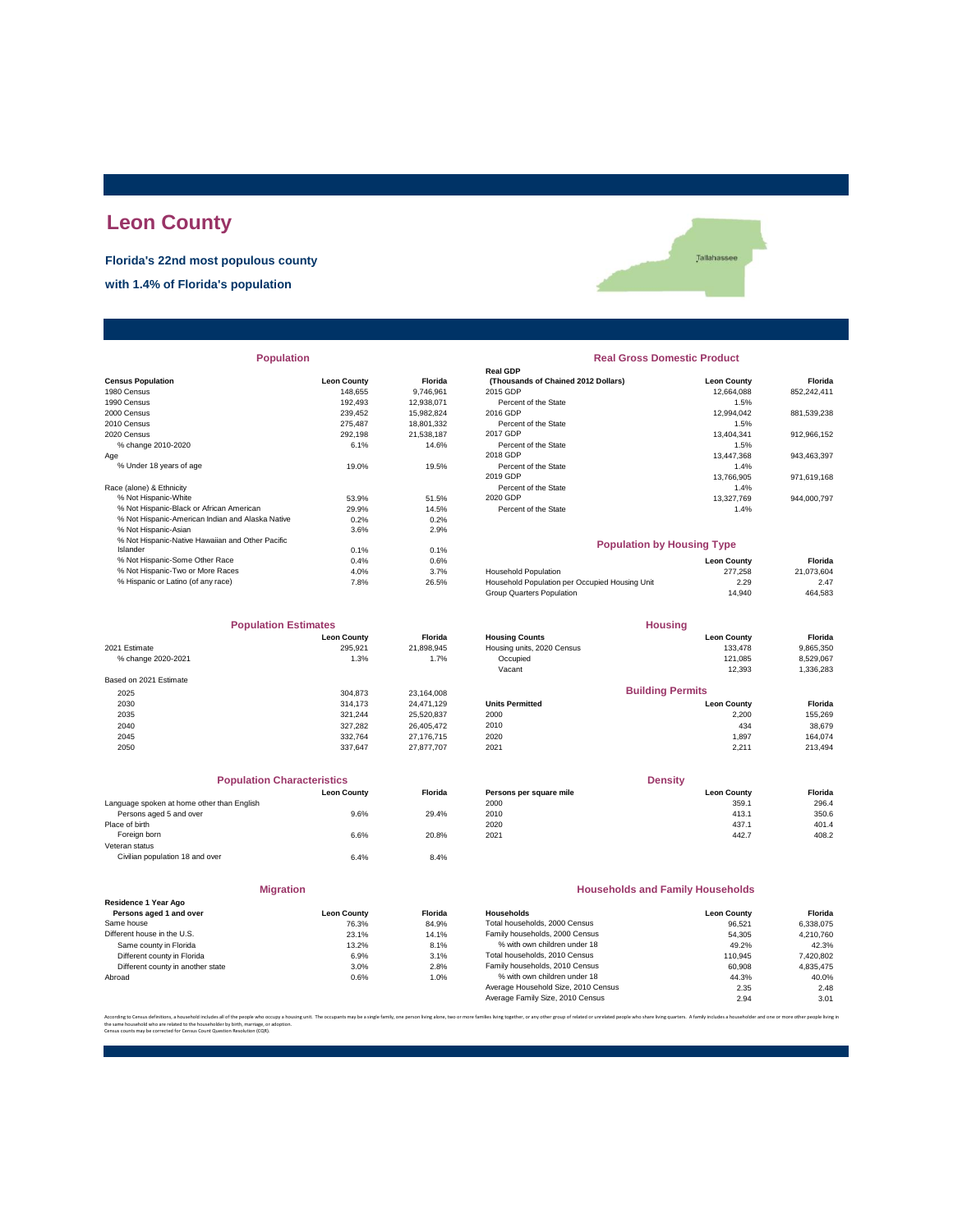# Leon County

**Florida's 22nd most populous county**

**with 1.4% of Florida's population**

## Population

| Census Population | Leon County | Florida |
|---|---|---|
| 1980 Census | 148,655 | 9,746,961 |
| 1990 Census | 192,493 | 12,938,071 |
| 2000 Census | 239,452 | 15,982,824 |
| 2010 Census | 275,487 | 18,801,332 |
| 2020 Census | 292,198 | 21,538,187 |
| % change 2010-2020 | 6.1% | 14.6% |
| Age | | |
| % Under 18 years of age | 19.0% | 19.5% |
| Race (alone) & Ethnicity | | |
| % Not Hispanic-White | 53.9% | 51.5% |
| % Not Hispanic-Black or African American | 29.9% | 14.5% |
| % Not Hispanic-American Indian and Alaska Native | 0.2% | 0.2% |
| % Not Hispanic-Asian | 3.6% | 2.9% |
| % Not Hispanic-Native Hawaiian and Other Pacific Islander | 0.1% | 0.1% |
| % Not Hispanic-Some Other Race | 0.4% | 0.6% |
| % Not Hispanic-Two or More Races | 4.0% | 3.7% |
| % Hispanic or Latino (of any race) | 7.8% | 26.5% |

## Real Gross Domestic Product

| Real GDP (Thousands of Chained 2012 Dollars) | Leon County | Florida |
|---|---|---|
| 2015 GDP | 12,664,088 | 852,242,411 |
| Percent of the State | 1.5% | |
| 2016 GDP | 12,994,042 | 881,539,238 |
| Percent of the State | 1.5% | |
| 2017 GDP | 13,404,341 | 912,966,152 |
| Percent of the State | 1.5% | |
| 2018 GDP | 13,447,368 | 943,463,397 |
| Percent of the State | 1.4% | |
| 2019 GDP | 13,766,905 | 971,619,168 |
| Percent of the State | 1.4% | |
| 2020 GDP | 13,327,769 | 944,000,797 |
| Percent of the State | 1.4% | |

## Population by Housing Type

| | Leon County | Florida |
|---|---|---|
| Household Population | 277,258 | 21,073,604 |
| Household Population per Occupied Housing Unit | 2.29 | 2.47 |
| Group Quarters Population | 14,940 | 464,583 |

## Population Estimates

| | Leon County | Florida |
|---|---|---|
| 2021 Estimate | 295,921 | 21,898,945 |
| % change 2020-2021 | 1.3% | 1.7% |
| Based on 2021 Estimate | | |
| 2025 | 304,873 | 23,164,008 |
| 2030 | 314,173 | 24,471,129 |
| 2035 | 321,244 | 25,520,837 |
| 2040 | 327,282 | 26,405,472 |
| 2045 | 332,764 | 27,176,715 |
| 2050 | 337,647 | 27,877,707 |

## Housing

| Housing Counts | Leon County | Florida |
|---|---|---|
| Housing units, 2020 Census | 133,478 | 9,865,350 |
| Occupied | 121,085 | 8,529,067 |
| Vacant | 12,393 | 1,336,283 |

## Building Permits

| Units Permitted | Leon County | Florida |
|---|---|---|
| 2000 | 2,200 | 155,269 |
| 2010 | 434 | 38,679 |
| 2020 | 1,897 | 164,074 |
| 2021 | 2,211 | 213,494 |

## Population Characteristics

| | Leon County | Florida |
|---|---|---|
| Language spoken at home other than English | | |
| Persons aged 5 and over | 9.6% | 29.4% |
| Place of birth | | |
| Foreign born | 6.6% | 20.8% |
| Veteran status | | |
| Civilian population 18 and over | 6.4% | 8.4% |

## Density

| Persons per square mile | Leon County | Florida |
|---|---|---|
| 2000 | 359.1 | 296.4 |
| 2010 | 413.1 | 350.6 |
| 2020 | 437.1 | 401.4 |
| 2021 | 442.7 | 408.2 |

## Migration

| Residence 1 Year Ago Persons aged 1 and over | Leon County | Florida |
|---|---|---|
| Same house | 76.3% | 84.9% |
| Different house in the U.S. | 23.1% | 14.1% |
| Same county in Florida | 13.2% | 8.1% |
| Different county in Florida | 6.9% | 3.1% |
| Different county in another state | 3.0% | 2.8% |
| Abroad | 0.6% | 1.0% |

## Households and Family Households

| Households | Leon County | Florida |
|---|---|---|
| Total households, 2000 Census | 96,521 | 6,338,075 |
| Family households, 2000 Census | 54,305 | 4,210,760 |
| % with own children under 18 | 49.2% | 42.3% |
| Total households, 2010 Census | 110,945 | 7,420,802 |
| Family households, 2010 Census | 60,908 | 4,835,475 |
| % with own children under 18 | 44.3% | 40.0% |
| Average Household Size, 2010 Census | 2.35 | 2.48 |
| Average Family Size, 2010 Census | 2.94 | 3.01 |

According to Census definitions, a household includes all of the people who occupy a housing unit. The occupants may be a single family, one person living alone, two or more families living together, or any other group of related or unrelated people who share living quarters. A family includes a householder and one or more other people living in the same household who are related to the householder by birth, marriage, or adoption.
Census counts may be corrected for Census Count Question Resolution (CQR).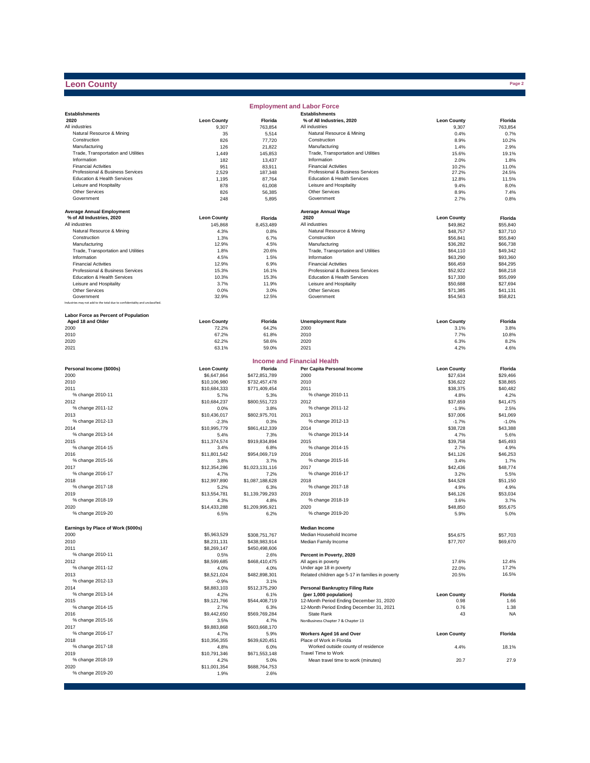# Leon County

## Employment and Labor Force

| Establishments 2020 | Leon County | Florida |
|---|---|---|
| All industries | 9,307 | 763,854 |
| Natural Resource & Mining | 35 | 5,514 |
| Construction | 826 | 77,720 |
| Manufacturing | 126 | 21,822 |
| Trade, Transportation and Utilities | 1,449 | 145,853 |
| Information | 182 | 13,437 |
| Financial Activities | 951 | 83,911 |
| Professional & Business Services | 2,529 | 187,348 |
| Education & Health Services | 1,195 | 87,764 |
| Leisure and Hospitality | 878 | 61,008 |
| Other Services | 826 | 56,385 |
| Government | 248 | 5,895 |

| Establishments % of All Industries, 2020 | Leon County | Florida |
|---|---|---|
| All industries | 9,307 | 763,854 |
| Natural Resource & Mining | 0.4% | 0.7% |
| Construction | 8.9% | 10.2% |
| Manufacturing | 1.4% | 2.9% |
| Trade, Transportation and Utilities | 15.6% | 19.1% |
| Information | 2.0% | 1.8% |
| Financial Activities | 10.2% | 11.0% |
| Professional & Business Services | 27.2% | 24.5% |
| Education & Health Services | 12.8% | 11.5% |
| Leisure and Hospitality | 9.4% | 8.0% |
| Other Services | 8.9% | 7.4% |
| Government | 2.7% | 0.8% |

| Average Annual Employment % of All Industries, 2020 | Leon County | Florida |
|---|---|---|
| All industries | 145,868 | 8,453,489 |
| Natural Resource & Mining | 4.3% | 0.8% |
| Construction | 1.3% | 6.7% |
| Manufacturing | 12.9% | 4.5% |
| Trade, Transportation and Utilities | 1.8% | 20.6% |
| Information | 4.5% | 1.5% |
| Financial Activities | 12.9% | 6.9% |
| Professional & Business Services | 15.3% | 16.1% |
| Education & Health Services | 10.3% | 15.3% |
| Leisure and Hospitality | 3.7% | 11.9% |
| Other Services | 0.0% | 3.0% |
| Government | 32.9% | 12.5% |

Industries may not add to the total due to confidentiality and unclassified.

| Average Annual Wage 2020 | Leon County | Florida |
|---|---|---|
| All industries | $49,862 | $55,840 |
| Natural Resource & Mining | $48,757 | $37,710 |
| Construction | $56,841 | $55,840 |
| Manufacturing | $36,282 | $66,738 |
| Trade, Transportation and Utilities | $64,110 | $49,342 |
| Information | $63,290 | $93,360 |
| Financial Activities | $66,459 | $84,295 |
| Professional & Business Services | $52,922 | $68,218 |
| Education & Health Services | $17,330 | $55,099 |
| Leisure and Hospitality | $50,688 | $27,694 |
| Other Services | $71,385 | $41,131 |
| Government | $54,563 | $58,821 |

| Labor Force as Percent of Population Aged 18 and Older | Leon County | Florida |
|---|---|---|
| 2000 | 72.2% | 64.2% |
| 2010 | 67.2% | 61.8% |
| 2020 | 62.2% | 58.6% |
| 2021 | 63.1% | 59.0% |

| Unemployment Rate | Leon County | Florida |
|---|---|---|
| 2000 | 3.1% | 3.8% |
| 2010 | 7.7% | 10.8% |
| 2020 | 6.3% | 8.2% |
| 2021 | 4.2% | 4.6% |

## Income and Financial Health

| Personal Income ($000s) | Leon County | Florida |
|---|---|---|
| 2000 | $6,647,864 | $472,851,789 |
| 2010 | $10,106,980 | $732,457,478 |
| 2011 | $10,684,333 | $771,409,454 |
| % change 2010-11 | 5.7% | 5.3% |
| 2012 | $10,684,237 | $800,551,723 |
| % change 2011-12 | 0.0% | 3.8% |
| 2013 | $10,436,017 | $802,975,701 |
| % change 2012-13 | -2.3% | 0.3% |
| 2014 | $10,995,779 | $861,412,339 |
| % change 2013-14 | 5.4% | 7.3% |
| 2015 | $11,374,574 | $919,834,894 |
| % change 2014-15 | 3.4% | 6.8% |
| 2016 | $11,801,542 | $954,069,719 |
| % change 2015-16 | 3.8% | 3.7% |
| 2017 | $12,354,286 | $1,023,131,116 |
| % change 2016-17 | 4.7% | 7.2% |
| 2018 | $12,997,890 | $1,087,188,628 |
| % change 2017-18 | 5.2% | 6.3% |
| 2019 | $13,554,781 | $1,139,799,293 |
| % change 2018-19 | 4.3% | 4.8% |
| 2020 | $14,433,288 | $1,209,995,921 |
| % change 2019-20 | 6.5% | 6.2% |

| Per Capita Personal Income | Leon County | Florida |
|---|---|---|
| 2000 | $27,634 | $29,466 |
| 2010 | $36,622 | $38,865 |
| 2011 | $38,375 | $40,482 |
| % change 2010-11 | 4.8% | 4.2% |
| 2012 | $37,659 | $41,475 |
| % change 2011-12 | -1.9% | 2.5% |
| 2013 | $37,006 | $41,069 |
| % change 2012-13 | -1.7% | -1.0% |
| 2014 | $38,728 | $43,388 |
| % change 2013-14 | 4.7% | 5.6% |
| 2015 | $39,758 | $45,493 |
| % change 2014-15 | 2.7% | 4.9% |
| 2016 | $41,126 | $46,253 |
| % change 2015-16 | 3.4% | 1.7% |
| 2017 | $42,436 | $48,774 |
| % change 2016-17 | 3.2% | 5.5% |
| 2018 | $44,528 | $51,150 |
| % change 2017-18 | 4.9% | 4.9% |
| 2019 | $46,126 | $53,034 |
| % change 2018-19 | 3.6% | 3.7% |
| 2020 | $48,850 | $55,675 |
| % change 2019-20 | 5.9% | 5.0% |

| Earnings by Place of Work ($000s) | Leon County | Florida |
|---|---|---|
| 2000 | $5,963,529 | $308,751,767 |
| 2010 | $8,231,131 | $438,983,914 |
| 2011 | $8,269,147 | $450,498,606 |
| % change 2010-11 | 0.5% | 2.6% |
| 2012 | $8,599,685 | $468,410,475 |
| % change 2011-12 | 4.0% | 4.0% |
| 2013 | $8,521,024 | $482,898,301 |
| % change 2012-13 | -0.9% | 3.1% |
| 2014 | $8,883,103 | $512,375,290 |
| % change 2013-14 | 4.2% | 6.1% |
| 2015 | $9,121,766 | $544,408,719 |
| % change 2014-15 | 2.7% | 6.3% |
| 2016 | $9,442,650 | $569,769,284 |
| % change 2015-16 | 3.5% | 4.7% |
| 2017 | $9,883,868 | $603,668,170 |
| % change 2016-17 | 4.7% | 5.9% |
| 2018 | $10,356,355 | $639,620,451 |
| % change 2017-18 | 4.8% | 6.0% |
| 2019 | $10,791,346 | $671,553,148 |
| % change 2018-19 | 4.2% | 5.0% |
| 2020 | $11,001,354 | $688,764,753 |
| % change 2019-20 | 1.9% | 2.6% |

| Median Income | Leon County | Florida |
|---|---|---|
| Median Household Income | $54,675 | $57,703 |
| Median Family Income | $77,707 | $69,670 |

| Percent in Poverty, 2020 | Leon County | Florida |
|---|---|---|
| All ages in poverty | 17.6% | 12.4% |
| Under age 18 in poverty | 22.0% | 17.2% |
| Related children age 5-17 in families in poverty | 20.5% | 16.5% |

| Personal Bankruptcy Filing Rate (per 1,000 population) | Leon County | Florida |
|---|---|---|
| 12-Month Period Ending December 31, 2020 | 0.98 | 1.66 |
| 12-Month Period Ending December 31, 2021 | 0.76 | 1.38 |
| State Rank | 43 | NA |

NonBusiness Chapter 7 & Chapter 13

| Workers Aged 16 and Over | Leon County | Florida |
|---|---|---|
| Place of Work in Florida | | |
| Worked outside county of residence | 4.4% | 18.1% |
| Travel Time to Work | | |
| Mean travel time to work (minutes) | 20.7 | 27.9 |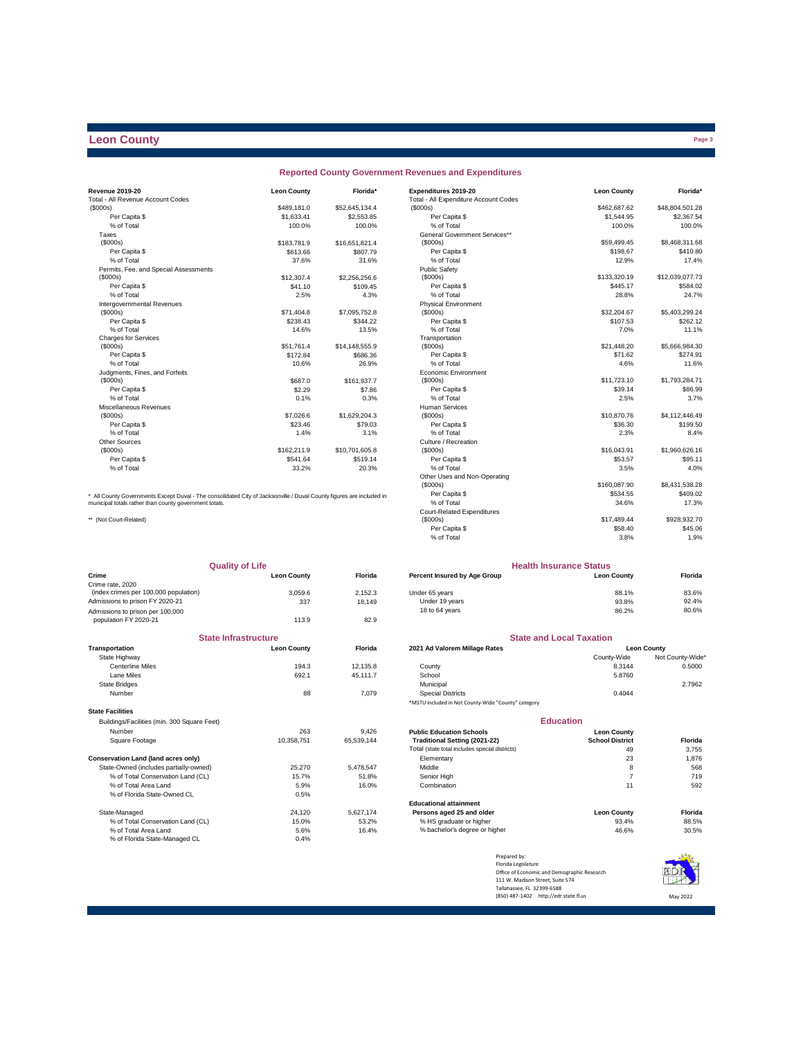# Leon County

## Reported County Government Revenues and Expenditures

| Revenue 2019-20 | Leon County | Florida* |
|---|---|---|
| Total - All Revenue Account Codes | | |
| ($000s) | $489,181.0 | $52,645,134.4 |
| Per Capita $ | $1,633.41 | $2,553.85 |
| % of Total | 100.0% | 100.0% |
| Taxes | | |
| ($000s) | $183,781.9 | $16,651,821.4 |
| Per Capita $ | $613.66 | $807.79 |
| % of Total | 37.6% | 31.6% |
| Permits, Fee, and Special Assessments | | |
| ($000s) | $12,307.4 | $2,256,256.6 |
| Per Capita $ | $41.10 | $109.45 |
| % of Total | 2.5% | 4.3% |
| Intergovernmental Revenues | | |
| ($000s) | $71,404.8 | $7,095,752.8 |
| Per Capita $ | $238.43 | $344.22 |
| % of Total | 14.6% | 13.5% |
| Charges for Services | | |
| ($000s) | $51,761.4 | $14,148,555.9 |
| Per Capita $ | $172.84 | $686.36 |
| % of Total | 10.6% | 26.9% |
| Judgments, Fines, and Forfeits | | |
| ($000s) | $687.0 | $161,937.7 |
| Per Capita $ | $2.29 | $7.86 |
| % of Total | 0.1% | 0.3% |
| Miscellaneous Revenues | | |
| ($000s) | $7,026.6 | $1,629,204.3 |
| Per Capita $ | $23.46 | $79.03 |
| % of Total | 1.4% | 3.1% |
| Other Sources | | |
| ($000s) | $162,211.9 | $10,701,605.8 |
| Per Capita $ | $541.64 | $519.14 |
| % of Total | 33.2% | 20.3% |

\* All County Governments Except Duval - The consolidated City of Jacksonville / Duval County figures are included in municipal totals rather than county government totals.

\*\* (Not Court-Related)

| Expenditures 2019-20 | Leon County | Florida* |
|---|---|---|
| Total - All Expenditure Account Codes | | |
| ($000s) | $462,687.62 | $48,804,501.28 |
| Per Capita $ | $1,544.95 | $2,367.54 |
| % of Total | 100.0% | 100.0% |
| General Government Services** | | |
| ($000s) | $59,499.45 | $8,468,311.68 |
| Per Capita $ | $198.67 | $410.80 |
| % of Total | 12.9% | 17.4% |
| Public Safety | | |
| ($000s) | $133,320.19 | $12,039,077.73 |
| Per Capita $ | $445.17 | $584.02 |
| % of Total | 28.8% | 24.7% |
| Physical Environment | | |
| ($000s) | $32,204.67 | $5,403,299.24 |
| Per Capita $ | $107.53 | $262.12 |
| % of Total | 7.0% | 11.1% |
| Transportation | | |
| ($000s) | $21,448.20 | $5,666,984.30 |
| Per Capita $ | $71.62 | $274.91 |
| % of Total | 4.6% | 11.6% |
| Economic Environment | | |
| ($000s) | $11,723.10 | $1,793,284.71 |
| Per Capita $ | $39.14 | $86.99 |
| % of Total | 2.5% | 3.7% |
| Human Services | | |
| ($000s) | $10,870.76 | $4,112,446.49 |
| Per Capita $ | $36.30 | $199.50 |
| % of Total | 2.3% | 8.4% |
| Culture / Recreation | | |
| ($000s) | $16,043.91 | $1,960,626.16 |
| Per Capita $ | $53.57 | $95.11 |
| % of Total | 3.5% | 4.0% |
| Other Uses and Non-Operating | | |
| ($000s) | $160,087.90 | $8,431,538.28 |
| Per Capita $ | $534.55 | $409.02 |
| % of Total | 34.6% | 17.3% |
| Court-Related Expenditures | | |
| ($000s) | $17,489.44 | $928,932.70 |
| Per Capita $ | $58.40 | $45.06 |
| % of Total | 3.8% | 1.9% |

## Quality of Life

| Crime | Leon County | Florida |
|---|---|---|
| Crime rate, 2020 (index crimes per 100,000 population) | 3,059.6 | 2,152.3 |
| Admissions to prison FY 2020-21 | 337 | 18,149 |
| Admissions to prison per 100,000 population FY 2020-21 | 113.9 | 82.9 |

## Health Insurance Status

| Percent Insured by Age Group | Leon County | Florida |
|---|---|---|
| Under 65 years | 88.1% | 83.6% |
| Under 19 years | 93.8% | 92.4% |
| 18 to 64 years | 86.2% | 80.6% |

## State Infrastructure

| Transportation | Leon County | Florida |
|---|---|---|
| State Highway | | |
| Centerline Miles | 194.3 | 12,135.8 |
| Lane Miles | 692.1 | 45,111.7 |
| State Bridges | | |
| Number | 88 | 7,079 |

| State Facilities | Leon County | Florida |
|---|---|---|
| Buildings/Facilities (min. 300 Square Feet) | | |
| Number | 263 | 9,426 |
| Square Footage | 10,358,751 | 65,539,144 |

| Conservation Land (land acres only) | Leon County | Florida |
|---|---|---|
| State-Owned (includes partially-owned) | 25,270 | 5,478,547 |
| % of Total Conservation Land (CL) | 15.7% | 51.8% |
| % of Total Area Land | 5.9% | 16.0% |
| % of Florida State-Owned CL | 0.5% | |
| State-Managed | 24,120 | 5,627,174 |
| % of Total Conservation Land (CL) | 15.0% | 53.2% |
| % of Total Area Land | 5.6% | 16.4% |
| % of Florida State-Managed CL | 0.4% | |

## State and Local Taxation

| 2021 Ad Valorem Millage Rates | Leon County County-Wide | Leon County Not County-Wide* |
|---|---|---|
| County | 8.3144 | 0.5000 |
| School | 5.8760 | |
| Municipal | | 2.7962 |
| Special Districts | 0.4044 | |

\*MSTU included in Not County-Wide "County" category

## Education

| Public Education Schools Traditional Setting (2021-22) | Leon County School District | Florida |
|---|---|---|
| Total (state total includes special districts) | 49 | 3,755 |
| Elementary | 23 | 1,876 |
| Middle | 8 | 568 |
| Senior High | 7 | 719 |
| Combination | 11 | 592 |

| Educational attainment Persons aged 25 and older | Leon County | Florida |
|---|---|---|
| % HS graduate or higher | 93.4% | 88.5% |
| % bachelor's degree or higher | 46.6% | 30.5% |

Prepared by:
Florida Legislature
Office of Economic and Demographic Research
111 W. Madison Street, Suite 574
Tallahassee, FL 32399-6588
(850) 487-1402 http://edr.state.fl.us

May 2022